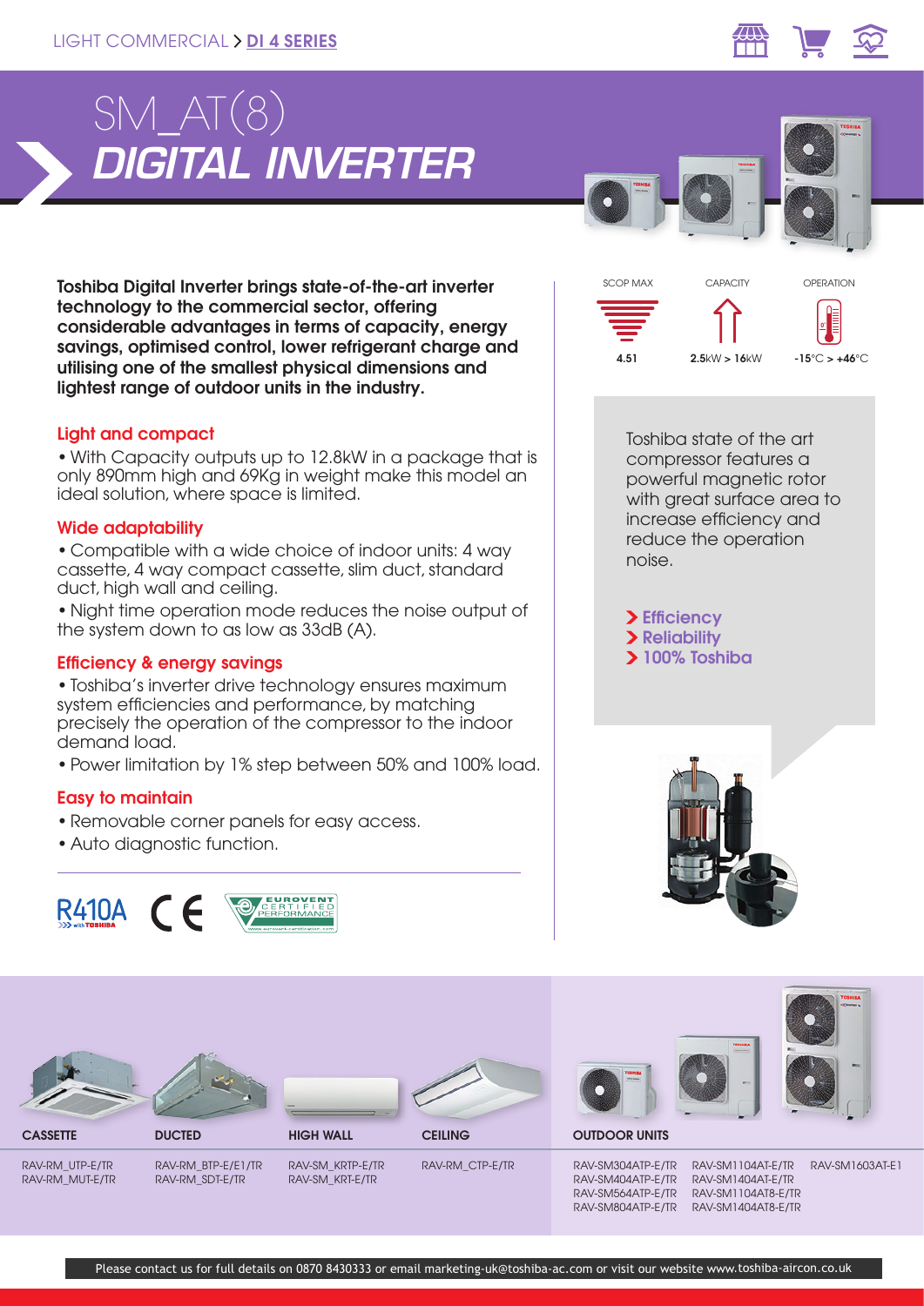LIGHT COMMERCIAL > **DI 4 SERIES**

# SM_AT(8)
# *DIGITAL INVERTER*

**Toshiba Digital Inverter brings state-of-the-art inverter technology to the commercial sector, offering considerable advantages in terms of capacity, energy savings, optimised control, lower refrigerant charge and utilising one of the smallest physical dimensions and lightest range of outdoor units in the industry.**

| SCOP MAX | CAPACITY | OPERATION |
|---|---|---|
| 4.51 | 2.5kW > 16kW | -15°C > +46°C |

## Light and compact

- With Capacity outputs up to 12.8kW in a package that is only 890mm high and 69Kg in weight make this model an ideal solution, where space is limited.

## Wide adaptability

- Compatible with a wide choice of indoor units: 4 way cassette, 4 way compact cassette, slim duct, standard duct, high wall and ceiling.
- Night time operation mode reduces the noise output of the system down to as low as 33dB (A).

## Efficiency & energy savings

- Toshiba's inverter drive technology ensures maximum system efficiencies and performance, by matching precisely the operation of the compressor to the indoor demand load.
- Power limitation by 1% step between 50% and 100% load.

## Easy to maintain

- Removable corner panels for easy access.
- Auto diagnostic function.

Toshiba state of the art compressor features a powerful magnetic rotor with great surface area to increase efficiency and reduce the operation noise.

> **Efficiency**
> **Reliability**
> **100% Toshiba**

R410A with TOSHIBA · CE · EUROVENT CERTIFIED PERFORMANCE

| CASSETTE | DUCTED | HIGH WALL | CEILING | OUTDOOR UNITS | | |
|---|---|---|---|---|---|---|
| RAV-RM_UTP-E/TR | RAV-RM_BTP-E/E1/TR | RAV-SM_KRTP-E/TR | RAV-RM_CTP-E/TR | RAV-SM304ATP-E/TR | RAV-SM1104AT-E/TR | RAV-SM1603AT-E1 |
| RAV-RM_MUT-E/TR | RAV-RM_SDT-E/TR | RAV-SM_KRT-E/TR | | RAV-SM404ATP-E/TR | RAV-SM1404AT-E/TR | |
| | | | | RAV-SM564ATP-E/TR | RAV-SM1104AT8-E/TR | |
| | | | | RAV-SM804ATP-E/TR | RAV-SM1404AT8-E/TR | |

Please contact us for full details on 0870 8430333 or email marketing-uk@toshiba-ac.com or visit our website www.toshiba-aircon.co.uk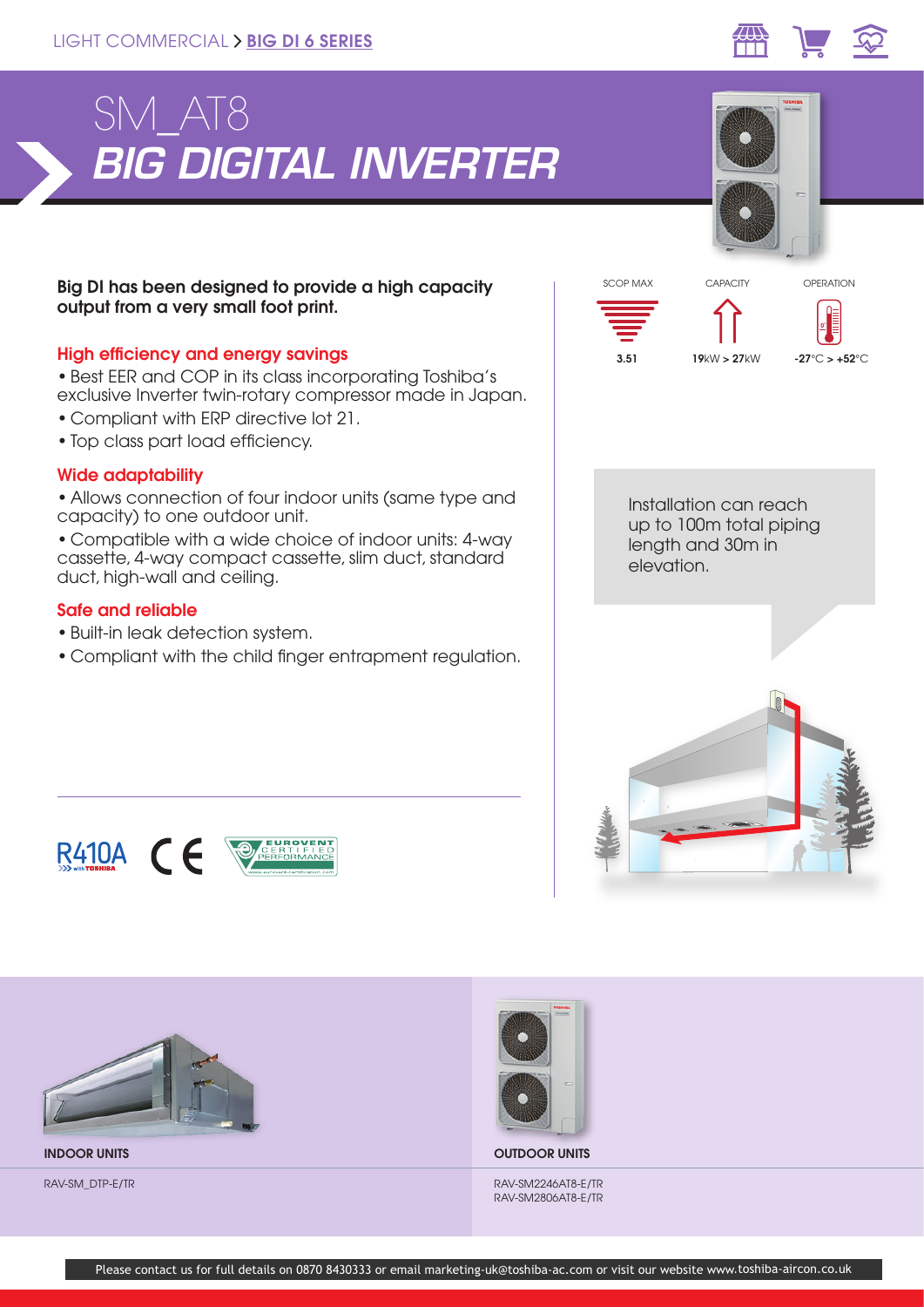LIGHT COMMERCIAL > **BIG DI 6 SERIES**

# SM_AT8
# *BIG DIGITAL INVERTER*

**Big DI has been designed to provide a high capacity output from a very small foot print.**

### High efficiency and energy savings

- Best EER and COP in its class incorporating Toshiba's exclusive Inverter twin-rotary compressor made in Japan.
- Compliant with ERP directive lot 21.
- Top class part load efficiency.

### Wide adaptability

- Allows connection of four indoor units (same type and capacity) to one outdoor unit.
- Compatible with a wide choice of indoor units: 4-way cassette, 4-way compact cassette, slim duct, standard duct, high-wall and ceiling.

### Safe and reliable

- Built-in leak detection system.
- Compliant with the child finger entrapment regulation.

| SCOP MAX | CAPACITY | OPERATION |
|---|---|---|
| **3.51** | **19**kW > **27**kW | **-27**°C > **+52**°C |

Installation can reach up to 100m total piping length and 30m in elevation.

R410A with TOSHIBA | CE | EUROVENT CERTIFIED PERFORMANCE www.eurovent-certification.com

**INDOOR UNITS**

RAV-SM_DTP-E/TR

**OUTDOOR UNITS**

RAV-SM2246AT8-E/TR
RAV-SM2806AT8-E/TR

Please contact us for full details on 0870 8430333 or email marketing-uk@toshiba-ac.com or visit our website www.toshiba-aircon.co.uk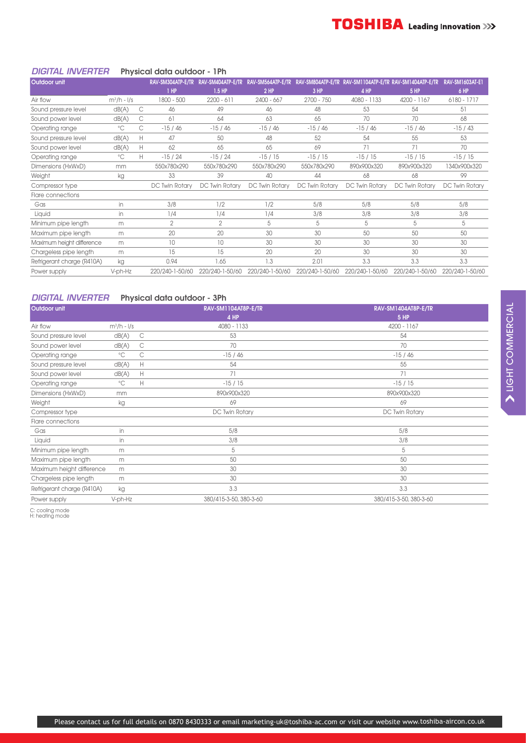## *DIGITAL INVERTER* Physical data outdoor - 1Ph

| Outdoor unit | | | RAV-SM304ATP-E/TR | RAV-SM404ATP-E/TR | RAV-SM564ATP-E/TR | RAV-SM804ATP-E/TR | RAV-SM1104ATP-E/TR | RAV-SM1404ATP-E/TR | RAV-SM1603AT-E1 |
|---|---|---|---|---|---|---|---|---|---|
| | | | 1 HP | 1.5 HP | 2 HP | 3 HP | 4 HP | 5 HP | 6 HP |
| Air flow | $m^3/h$ - l/s | | 1800 - 500 | 2200 - 611 | 2400 - 667 | 2700 - 750 | 4080 - 1133 | 4200 - 1167 | 6180 - 1717 |
| Sound pressure level | dB(A) | C | 46 | 49 | 46 | 48 | 53 | 54 | 51 |
| Sound power level | dB(A) | C | 61 | 64 | 63 | 65 | 70 | 70 | 68 |
| Operating range | °C | C | -15 / 46 | -15 / 46 | -15 / 46 | -15 / 46 | -15 / 46 | -15 / 46 | -15 / 43 |
| Sound pressure level | dB(A) | H | 47 | 50 | 48 | 52 | 54 | 55 | 53 |
| Sound power level | dB(A) | H | 62 | 65 | 65 | 69 | 71 | 71 | 70 |
| Operating range | °C | H | -15 / 24 | -15 / 24 | -15 / 15 | -15 / 15 | -15 / 15 | -15 / 15 | -15 / 15 |
| Dimensions (HxWxD) | mm | | 550x780x290 | 550x780x290 | 550x780x290 | 550x780x290 | 890x900x320 | 890x900x320 | 1340x900x320 |
| Weight | kg | | 33 | 39 | 40 | 44 | 68 | 68 | 99 |
| Compressor type | | | DC Twin Rotary | DC Twin Rotary | DC Twin Rotary | DC Twin Rotary | DC Twin Rotary | DC Twin Rotary | DC Twin Rotary |
| Flare connections | | | | | | | | | |
| Gas | in | | 3/8 | 1/2 | 1/2 | 5/8 | 5/8 | 5/8 | 5/8 |
| Liquid | in | | 1/4 | 1/4 | 1/4 | 3/8 | 3/8 | 3/8 | 3/8 |
| Minimum pipe length | m | | 2 | 2 | 5 | 5 | 5 | 5 | 5 |
| Maximum pipe length | m | | 20 | 20 | 30 | 30 | 50 | 50 | 50 |
| Maximum height difference | m | | 10 | 10 | 30 | 30 | 30 | 30 | 30 |
| Chargeless pipe length | m | | 15 | 15 | 20 | 20 | 30 | 30 | 30 |
| Refrigerant charge (R410A) | kg | | 0.94 | 1.65 | 1.3 | 2.01 | 3.3 | 3.3 | 3.3 |
| Power supply | V-ph-Hz | | 220/240-1-50/60 | 220/240-1-50/60 | 220/240-1-50/60 | 220/240-1-50/60 | 220/240-1-50/60 | 220/240-1-50/60 | 220/240-1-50/60 |

## *DIGITAL INVERTER* Physical data outdoor - 3Ph

| Outdoor unit | | | RAV-SM1104AT8P-E/TR | RAV-SM1404AT8P-E/TR |
|---|---|---|---|---|
| | | | 4 HP | 5 HP |
| Air flow | $m^3/h$ - l/s | | 4080 - 1133 | 4200 - 1167 |
| Sound pressure level | dB(A) | C | 53 | 54 |
| Sound power level | dB(A) | C | 70 | 70 |
| Operating range | °C | C | -15 / 46 | -15 / 46 |
| Sound pressure level | dB(A) | H | 54 | 55 |
| Sound power level | dB(A) | H | 71 | 71 |
| Operating range | °C | H | -15 / 15 | -15 / 15 |
| Dimensions (HxWxD) | mm | | 890x900x320 | 890x900x320 |
| Weight | kg | | 69 | 69 |
| Compressor type | | | DC Twin Rotary | DC Twin Rotary |
| Flare connections | | | | |
| Gas | in | | 5/8 | 5/8 |
| Liquid | in | | 3/8 | 3/8 |
| Minimum pipe length | m | | 5 | 5 |
| Maximum pipe length | m | | 50 | 50 |
| Maximum height difference | m | | 30 | 30 |
| Chargeless pipe length | m | | 30 | 30 |
| Refrigerant charge (R410A) | kg | | 3.3 | 3.3 |
| Power supply | V-ph-Hz | | 380/415-3-50, 380-3-60 | 380/415-3-50, 380-3-60 |

C: cooling mode
H: heating mode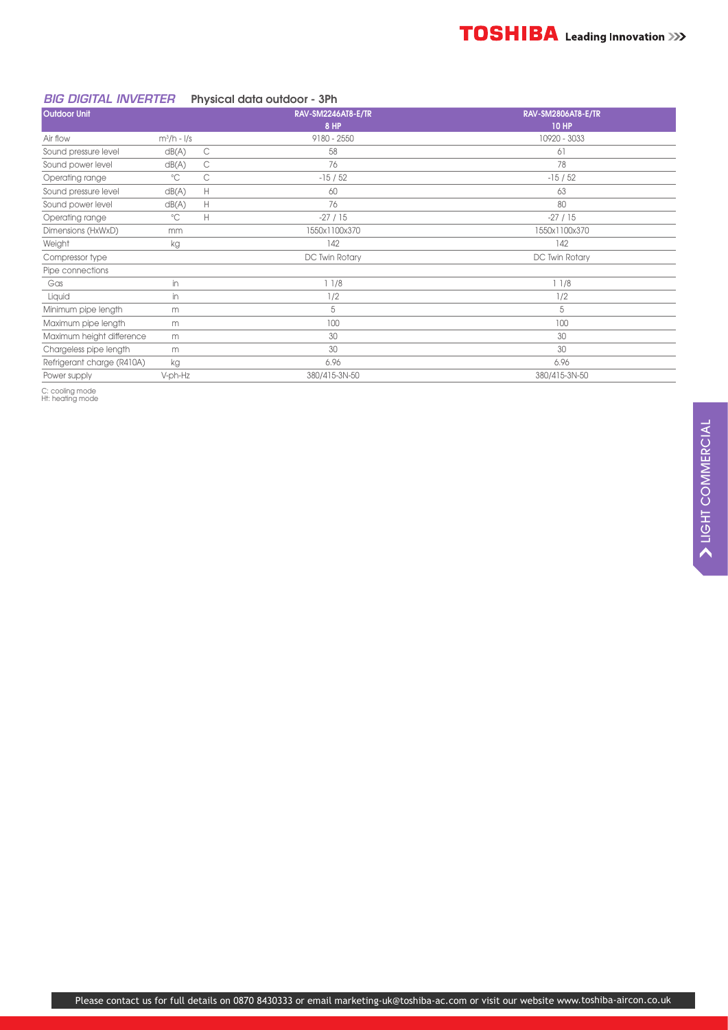## *BIG DIGITAL INVERTER* Physical data outdoor - 3Ph

| Outdoor Unit | | | RAV-SM2246AT8-E/TR 8 HP | RAV-SM2806AT8-E/TR 10 HP |
|---|---|---|---|---|
| Air flow | $m^3/h$ - l/s | | 9180 - 2550 | 10920 - 3033 |
| Sound pressure level | dB(A) | C | 58 | 61 |
| Sound power level | dB(A) | C | 76 | 78 |
| Operating range | °C | C | -15 / 52 | -15 / 52 |
| Sound pressure level | dB(A) | H | 60 | 63 |
| Sound power level | dB(A) | H | 76 | 80 |
| Operating range | °C | H | -27 / 15 | -27 / 15 |
| Dimensions (HxWxD) | mm | | 1550x1100x370 | 1550x1100x370 |
| Weight | kg | | 142 | 142 |
| Compressor type | | | DC Twin Rotary | DC Twin Rotary |
| Pipe connections | | | | |
| Gas | in | | 1 1/8 | 1 1/8 |
| Liquid | in | | 1/2 | 1/2 |
| Minimum pipe length | m | | 5 | 5 |
| Maximum pipe length | m | | 100 | 100 |
| Maximum height difference | m | | 30 | 30 |
| Chargeless pipe length | m | | 30 | 30 |
| Refrigerant charge (R410A) | kg | | 6.96 | 6.96 |
| Power supply | V-ph-Hz | | 380/415-3N-50 | 380/415-3N-50 |

C: cooling mode
Ht: heating mode

LIGHT COMMERCIAL

Please contact us for full details on 0870 8430333 or email marketing-uk@toshiba-ac.com or visit our website www.toshiba-aircon.co.uk